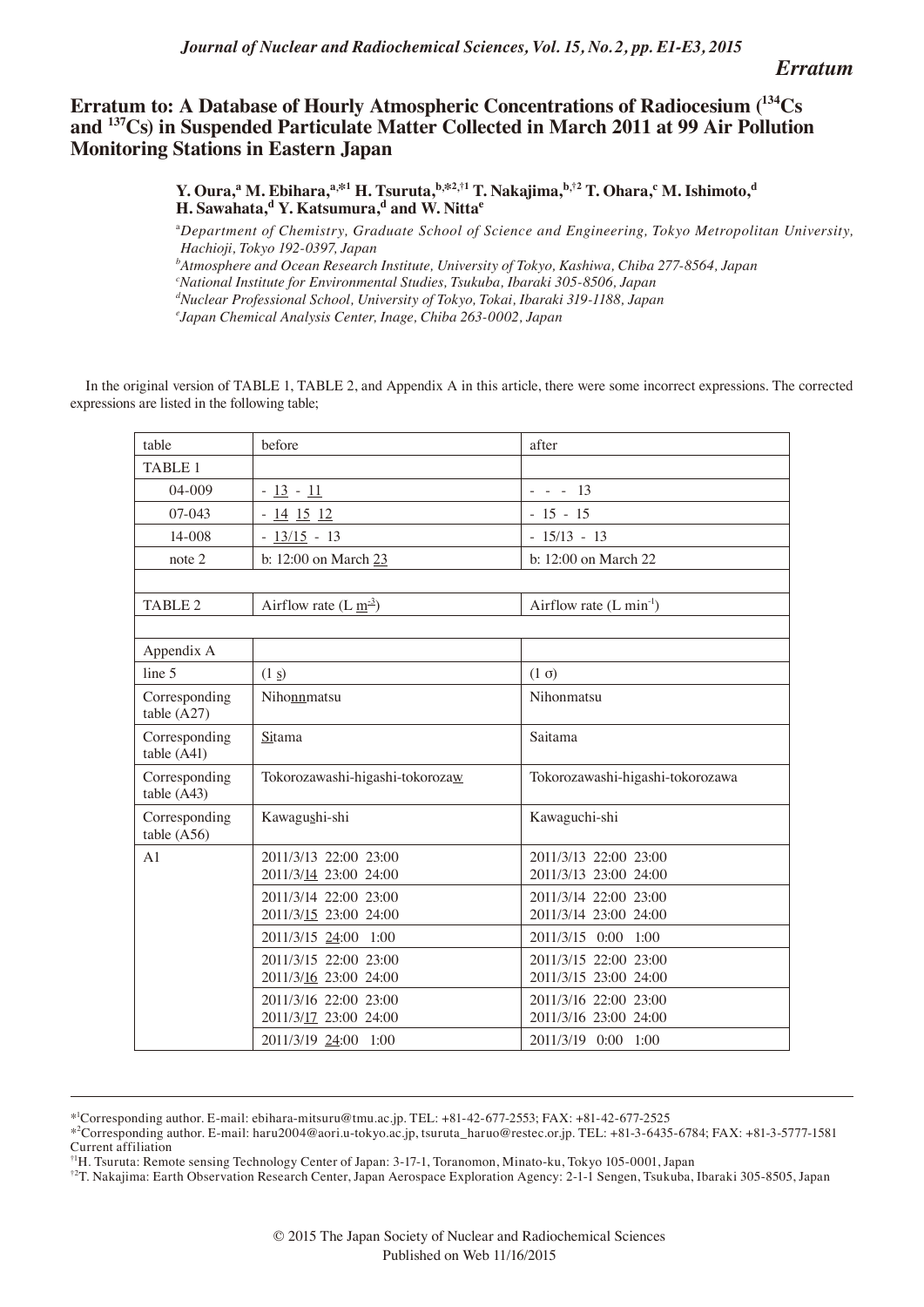*Erratum*

# Erratum to: A Database of Hourly Atmospheric Concentrations of Radiocesium ($^{134}Cs$ and $^{137}Cs$) in Suspended Particulate Matter Collected in March 2011 at 99 Air Pollution Monitoring Stations in Eastern Japan

**Y. Oura,[a] M. Ebihara,[a,*1] H. Tsuruta,[b,*2,†1] T. Nakajima,[b,†2] T. Ohara,[c] M. Ishimoto,[d] H. Sawahata,[d] Y. Katsumura,[d] and W. Nitta[e]**

[a]*Department of Chemistry, Graduate School of Science and Engineering, Tokyo Metropolitan University, Hachioji, Tokyo 192-0397, Japan*
[b]*Atmosphere and Ocean Research Institute, University of Tokyo, Kashiwa, Chiba 277-8564, Japan*
[c]*National Institute for Environmental Studies, Tsukuba, Ibaraki 305-8506, Japan*
[d]*Nuclear Professional School, University of Tokyo, Tokai, Ibaraki 319-1188, Japan*
[e]*Japan Chemical Analysis Center, Inage, Chiba 263-0002, Japan*

In the original version of TABLE 1, TABLE 2, and Appendix A in this article, there were some incorrect expressions. The corrected expressions are listed in the following table;

| table | before | after |
|---|---|---|
| TABLE 1 | | |
| 04-009 | - 13 - 11 | - - - 13 |
| 07-043 | - 14 15 12 | - 15 - 15 |
| 14-008 | - 13/15 - 13 | - 15/13 - 13 |
| note 2 | b: 12:00 on March 23 | b: 12:00 on March 22 |
| | | |
| TABLE 2 | Airflow rate (L $m^{-3}$) | Airflow rate (L $min^{-1}$) |
| | | |
| Appendix A | | |
| line 5 | (1 s) | (1 σ) |
| Corresponding table (A27) | Nihonnmatsu | Nihonmatsu |
| Corresponding table (A41) | Sitama | Saitama |
| Corresponding table (A43) | Tokorozawashi-higashi-tokorozaw | Tokorozawashi-higashi-tokorozawa |
| Corresponding table (A56) | Kawagushi-shi | Kawaguchi-shi |
| A1 | 2011/3/13 22:00 23:00<br>2011/3/14 23:00 24:00 | 2011/3/13 22:00 23:00<br>2011/3/13 23:00 24:00 |
| | 2011/3/14 22:00 23:00<br>2011/3/15 23:00 24:00 | 2011/3/14 22:00 23:00<br>2011/3/14 23:00 24:00 |
| | 2011/3/15 24:00 1:00 | 2011/3/15 0:00 1:00 |
| | 2011/3/15 22:00 23:00<br>2011/3/16 23:00 24:00 | 2011/3/15 22:00 23:00<br>2011/3/15 23:00 24:00 |
| | 2011/3/16 22:00 23:00<br>2011/3/17 23:00 24:00 | 2011/3/16 22:00 23:00<br>2011/3/16 23:00 24:00 |
| | 2011/3/19 24:00 1:00 | 2011/3/19 0:00 1:00 |

---

*1 Corresponding author. E-mail: ebihara-mitsuru@tmu.ac.jp. TEL: +81-42-677-2553; FAX: +81-42-677-2525
*2 Corresponding author. E-mail: haru2004@aori.u-tokyo.ac.jp, tsuruta_haruo@restec.or.jp. TEL: +81-3-6435-6784; FAX: +81-3-5777-1581
Current affiliation
†1 H. Tsuruta: Remote sensing Technology Center of Japan: 3-17-1, Toranomon, Minato-ku, Tokyo 105-0001, Japan
†2 T. Nakajima: Earth Observation Research Center, Japan Aerospace Exploration Agency: 2-1-1 Sengen, Tsukuba, Ibaraki 305-8505, Japan

© 2015 The Japan Society of Nuclear and Radiochemical Sciences
Published on Web 11/16/2015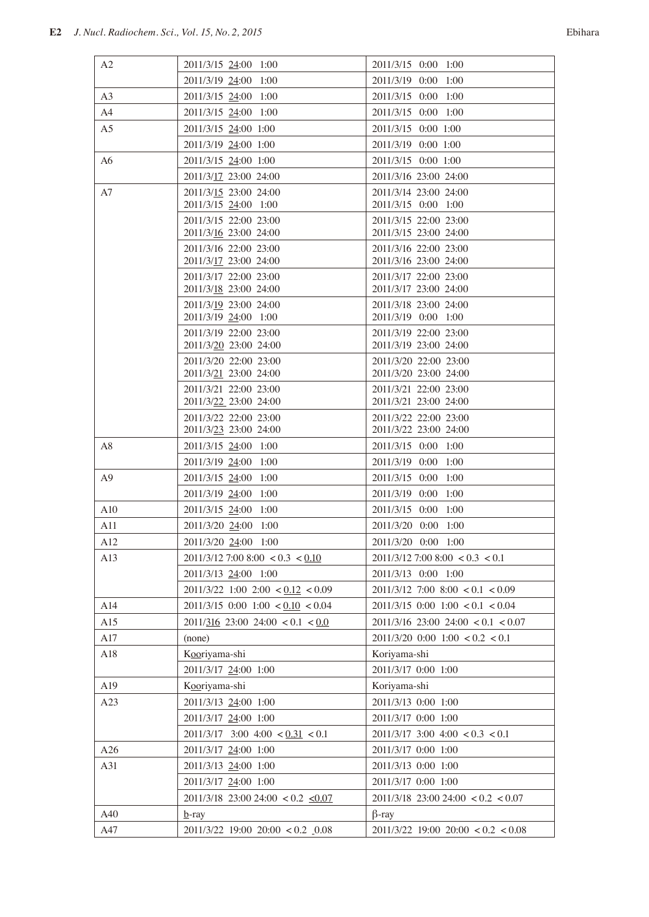| | | |
|---|---|---|
| A2 | 2011/3/15 24:00 1:00 | 2011/3/15 0:00 1:00 |
| | 2011/3/19 24:00 1:00 | 2011/3/19 0:00 1:00 |
| A3 | 2011/3/15 24:00 1:00 | 2011/3/15 0:00 1:00 |
| A4 | 2011/3/15 24:00 1:00 | 2011/3/15 0:00 1:00 |
| A5 | 2011/3/15 24:00 1:00 | 2011/3/15 0:00 1:00 |
| | 2011/3/19 24:00 1:00 | 2011/3/19 0:00 1:00 |
| A6 | 2011/3/15 24:00 1:00 | 2011/3/15 0:00 1:00 |
| | 2011/3/17 23:00 24:00 | 2011/3/16 23:00 24:00 |
| A7 | 2011/3/15 23:00 24:00<br>2011/3/15 24:00 1:00 | 2011/3/14 23:00 24:00<br>2011/3/15 0:00 1:00 |
| | 2011/3/15 22:00 23:00<br>2011/3/16 23:00 24:00 | 2011/3/15 22:00 23:00<br>2011/3/15 23:00 24:00 |
| | 2011/3/16 22:00 23:00<br>2011/3/17 23:00 24:00 | 2011/3/16 22:00 23:00<br>2011/3/16 23:00 24:00 |
| | 2011/3/17 22:00 23:00<br>2011/3/18 23:00 24:00 | 2011/3/17 22:00 23:00<br>2011/3/17 23:00 24:00 |
| | 2011/3/19 23:00 24:00<br>2011/3/19 24:00 1:00 | 2011/3/18 23:00 24:00<br>2011/3/19 0:00 1:00 |
| | 2011/3/19 22:00 23:00<br>2011/3/20 23:00 24:00 | 2011/3/19 22:00 23:00<br>2011/3/19 23:00 24:00 |
| | 2011/3/20 22:00 23:00<br>2011/3/21 23:00 24:00 | 2011/3/20 22:00 23:00<br>2011/3/20 23:00 24:00 |
| | 2011/3/21 22:00 23:00<br>2011/3/22 23:00 24:00 | 2011/3/21 22:00 23:00<br>2011/3/21 23:00 24:00 |
| | 2011/3/22 22:00 23:00<br>2011/3/23 23:00 24:00 | 2011/3/22 22:00 23:00<br>2011/3/22 23:00 24:00 |
| A8 | 2011/3/15 24:00 1:00 | 2011/3/15 0:00 1:00 |
| | 2011/3/19 24:00 1:00 | 2011/3/19 0:00 1:00 |
| A9 | 2011/3/15 24:00 1:00 | 2011/3/15 0:00 1:00 |
| | 2011/3/19 24:00 1:00 | 2011/3/19 0:00 1:00 |
| A10 | 2011/3/15 24:00 1:00 | 2011/3/15 0:00 1:00 |
| A11 | 2011/3/20 24:00 1:00 | 2011/3/20 0:00 1:00 |
| A12 | 2011/3/20 24:00 1:00 | 2011/3/20 0:00 1:00 |
| A13 | 2011/3/12 7:00 8:00 < 0.3 < 0.10 | 2011/3/12 7:00 8:00 < 0.3 < 0.1 |
| | 2011/3/13 24:00 1:00 | 2011/3/13 0:00 1:00 |
| | 2011/3/22 1:00 2:00 < 0.12 < 0.09 | 2011/3/12 7:00 8:00 < 0.1 < 0.09 |
| A14 | 2011/3/15 0:00 1:00 < 0.10 < 0.04 | 2011/3/15 0:00 1:00 < 0.1 < 0.04 |
| A15 | 2011/316 23:00 24:00 < 0.1 < 0.0 | 2011/3/16 23:00 24:00 < 0.1 < 0.07 |
| A17 | (none) | 2011/3/20 0:00 1:00 < 0.2 < 0.1 |
| A18 | Kooriyama-shi | Koriyama-shi |
| | 2011/3/17 24:00 1:00 | 2011/3/17 0:00 1:00 |
| A19 | Kooriyama-shi | Koriyama-shi |
| A23 | 2011/3/13 24:00 1:00 | 2011/3/13 0:00 1:00 |
| | 2011/3/17 24:00 1:00 | 2011/3/17 0:00 1:00 |
| | 2011/3/17 3:00 4:00 < 0.31 < 0.1 | 2011/3/17 3:00 4:00 < 0.3 < 0.1 |
| A26 | 2011/3/17 24:00 1:00 | 2011/3/17 0:00 1:00 |
| A31 | 2011/3/13 24:00 1:00 | 2011/3/13 0:00 1:00 |
| | 2011/3/17 24:00 1:00 | 2011/3/17 0:00 1:00 |
| | 2011/3/18 23:00 24:00 < 0.2 ≤0.07 | 2011/3/18 23:00 24:00 < 0.2 < 0.07 |
| A40 | b-ray | β-ray |
| A47 | 2011/3/22 19:00 20:00 < 0.2 0.08 | 2011/3/22 19:00 20:00 < 0.2 < 0.08 |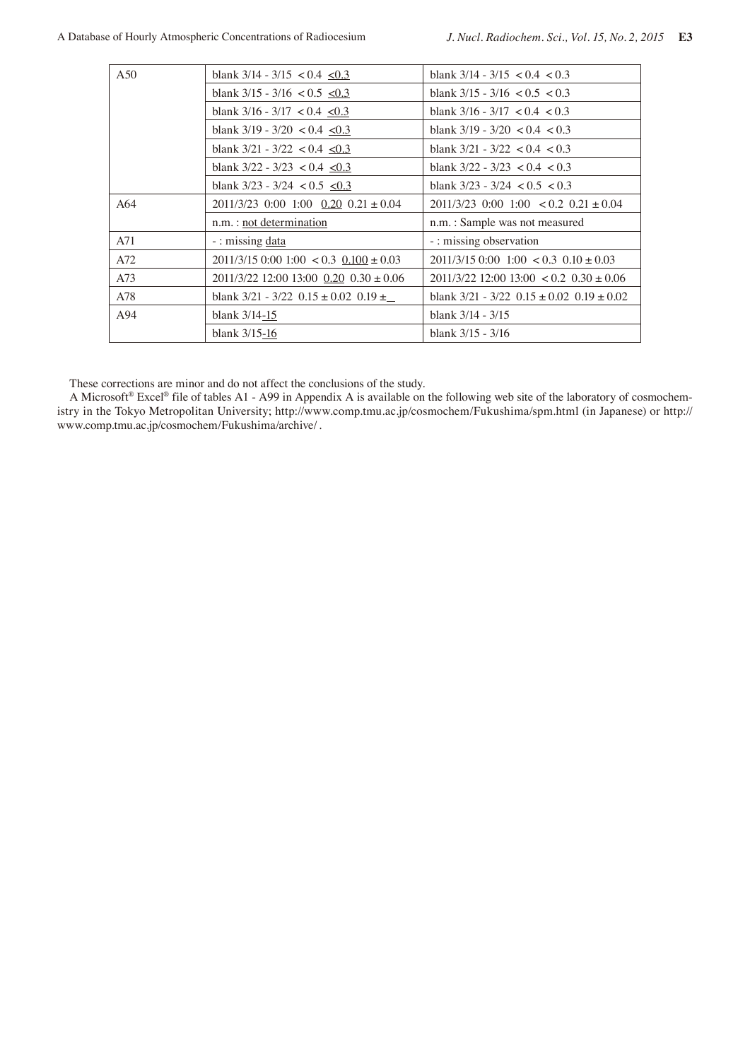| | | |
|---|---|---|
| A50 | blank 3/14 - 3/15 < 0.4 <u>≤0.3</u> | blank 3/14 - 3/15 < 0.4 < 0.3 |
| | blank 3/15 - 3/16 < 0.5 <u>≤0.3</u> | blank 3/15 - 3/16 < 0.5 < 0.3 |
| | blank 3/16 - 3/17 < 0.4 <u>≤0.3</u> | blank 3/16 - 3/17 < 0.4 < 0.3 |
| | blank 3/19 - 3/20 < 0.4 <u>≤0.3</u> | blank 3/19 - 3/20 < 0.4 < 0.3 |
| | blank 3/21 - 3/22 < 0.4 <u>≤0.3</u> | blank 3/21 - 3/22 < 0.4 < 0.3 |
| | blank 3/22 - 3/23 < 0.4 <u>≤0.3</u> | blank 3/22 - 3/23 < 0.4 < 0.3 |
| | blank 3/23 - 3/24 < 0.5 <u>≤0.3</u> | blank 3/23 - 3/24 < 0.5 < 0.3 |
| A64 | 2011/3/23 0:00 1:00 <u>0.20</u> 0.21 ± 0.04 | 2011/3/23 0:00 1:00 < 0.2 0.21 ± 0.04 |
| | n.m. : <u>not determination</u> | n.m. : Sample was not measured |
| A71 | - : missing <u>data</u> | - : missing observation |
| A72 | 2011/3/15 0:00 1:00 < 0.3 <u>0.100</u> ± 0.03 | 2011/3/15 0:00 1:00 < 0.3 0.10 ± 0.03 |
| A73 | 2011/3/22 12:00 13:00 <u>0.20</u> 0.30 ± 0.06 | 2011/3/22 12:00 13:00 < 0.2 0.30 ± 0.06 |
| A78 | blank 3/21 - 3/22 0.15 ± 0.02 0.19 ±<u>  </u> | blank 3/21 - 3/22 0.15 ± 0.02 0.19 ± 0.02 |
| A94 | blank 3/14<u>-15</u> | blank 3/14 - 3/15 |
| | blank 3/15<u>-16</u> | blank 3/15 - 3/16 |

These corrections are minor and do not affect the conclusions of the study.

A Microsoft® Excel® file of tables A1 - A99 in Appendix A is available on the following web site of the laboratory of cosmochemistry in the Tokyo Metropolitan University; http://www.comp.tmu.ac.jp/cosmochem/Fukushima/spm.html (in Japanese) or http://www.comp.tmu.ac.jp/cosmochem/Fukushima/archive/ .